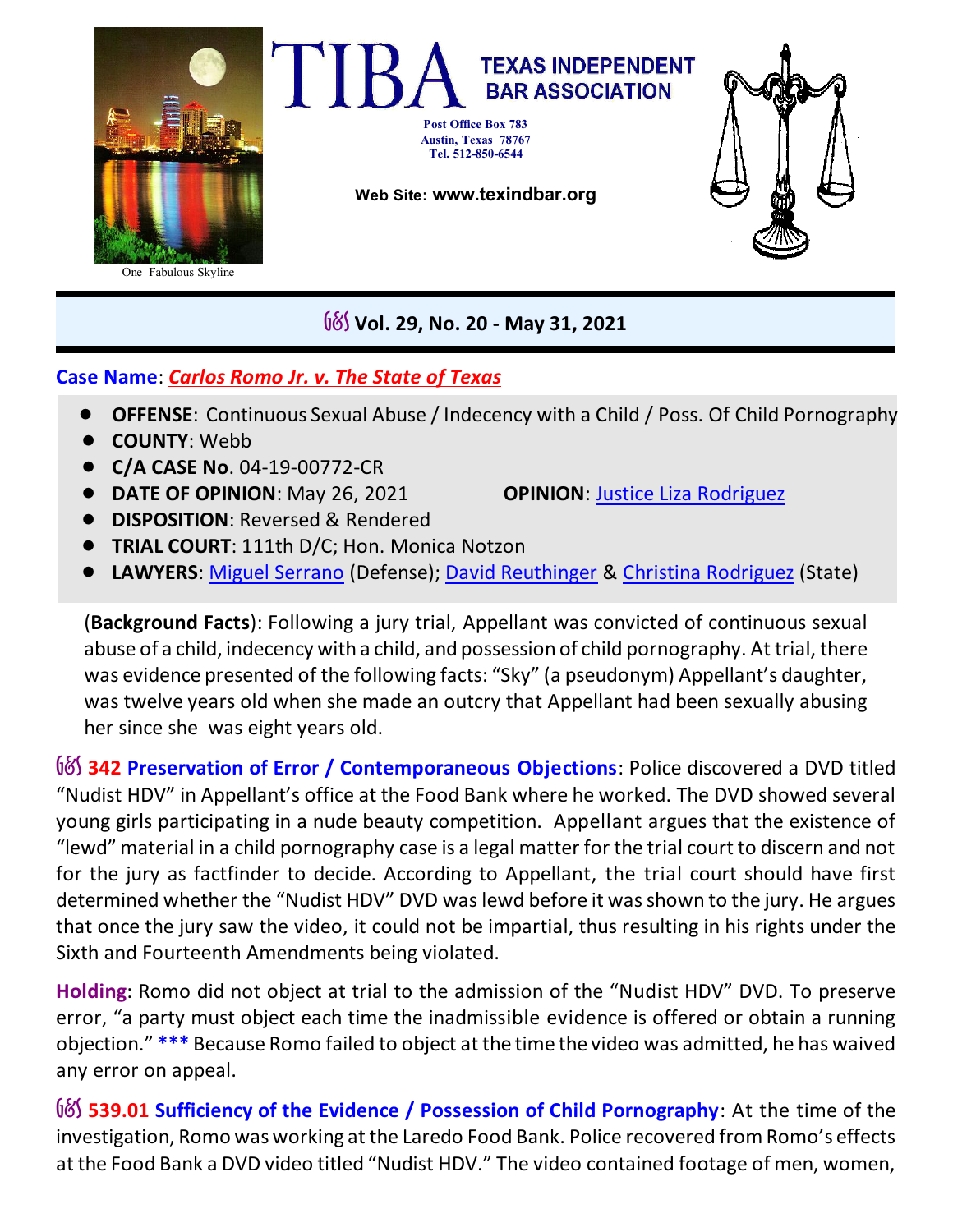One Fabulous Skyline

# TIBA TEXAS INDEPENDENT BAR ASSOCIATION

Post Office Box 783
Austin, Texas 78767
Tel. 512-850-6544

Web Site: www.texindbar.org

## Vol. 29, No. 20 - May 31, 2021

**Case Name**: ***Carlos Romo Jr. v. The State of Texas***

- **OFFENSE**: Continuous Sexual Abuse / Indecency with a Child / Poss. Of Child Pornography
- **COUNTY**: Webb
- **C/A CASE No**. 04-19-00772-CR
- **DATE OF OPINION**: May 26, 2021 **OPINION**: Justice Liza Rodriguez
- **DISPOSITION**: Reversed & Rendered
- **TRIAL COURT**: 111th D/C; Hon. Monica Notzon
- **LAWYERS**: Miguel Serrano (Defense); David Reuthinger & Christina Rodriguez (State)

(**Background Facts**): Following a jury trial, Appellant was convicted of continuous sexual abuse of a child, indecency with a child, and possession of child pornography. At trial, there was evidence presented of the following facts: "Sky" (a pseudonym) Appellant's daughter, was twelve years old when she made an outcry that Appellant had been sexually abusing her since she was eight years old.

**342 Preservation of Error / Contemporaneous Objections**: Police discovered a DVD titled "Nudist HDV" in Appellant's office at the Food Bank where he worked. The DVD showed several young girls participating in a nude beauty competition. Appellant argues that the existence of "lewd" material in a child pornography case is a legal matter for the trial court to discern and not for the jury as factfinder to decide. According to Appellant, the trial court should have first determined whether the "Nudist HDV" DVD was lewd before it was shown to the jury. He argues that once the jury saw the video, it could not be impartial, thus resulting in his rights under the Sixth and Fourteenth Amendments being violated.

**Holding**: Romo did not object at trial to the admission of the "Nudist HDV" DVD. To preserve error, "a party must object each time the inadmissible evidence is offered or obtain a running objection." ***** Because Romo failed to object at the time the video was admitted, he has waived any error on appeal.

**539.01 Sufficiency of the Evidence / Possession of Child Pornography**: At the time of the investigation, Romo was working at the Laredo Food Bank. Police recovered from Romo's effects at the Food Bank a DVD video titled "Nudist HDV." The video contained footage of men, women,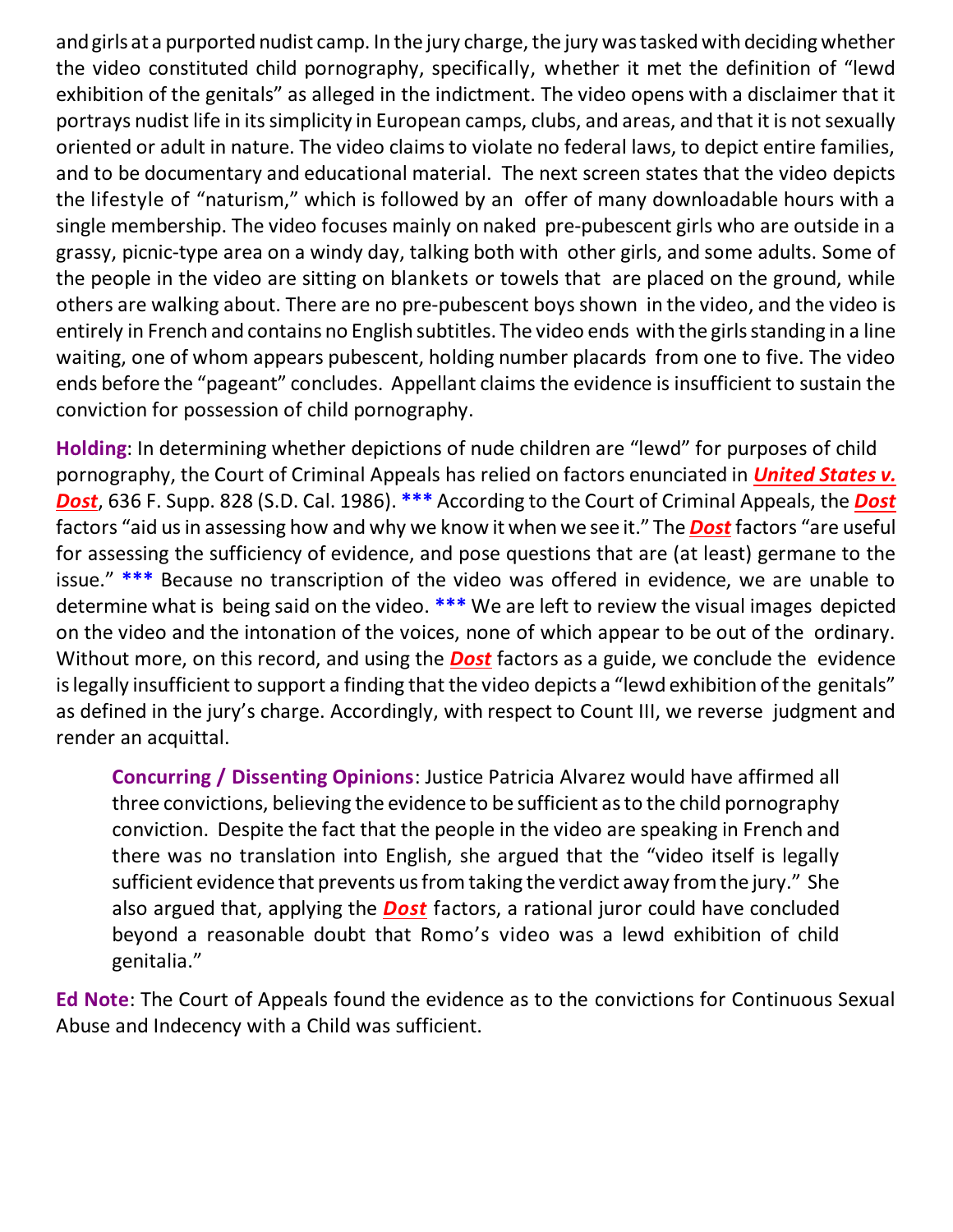and girls at a purported nudist camp. In the jury charge, the jury was tasked with deciding whether the video constituted child pornography, specifically, whether it met the definition of "lewd exhibition of the genitals" as alleged in the indictment. The video opens with a disclaimer that it portrays nudist life in its simplicity in European camps, clubs, and areas, and that it is not sexually oriented or adult in nature. The video claims to violate no federal laws, to depict entire families, and to be documentary and educational material. The next screen states that the video depicts the lifestyle of "naturism," which is followed by an offer of many downloadable hours with a single membership. The video focuses mainly on naked pre-pubescent girls who are outside in a grassy, picnic-type area on a windy day, talking both with other girls, and some adults. Some of the people in the video are sitting on blankets or towels that are placed on the ground, while others are walking about. There are no pre-pubescent boys shown in the video, and the video is entirely in French and contains no English subtitles. The video ends with the girls standing in a line waiting, one of whom appears pubescent, holding number placards from one to five. The video ends before the "pageant" concludes. Appellant claims the evidence is insufficient to sustain the conviction for possession of child pornography.

**Holding**: In determining whether depictions of nude children are "lewd" for purposes of child pornography, the Court of Criminal Appeals has relied on factors enunciated in ***United States v. Dost***, 636 F. Supp. 828 (S.D. Cal. 1986). **\*\*\*** According to the Court of Criminal Appeals, the ***Dost*** factors "aid us in assessing how and why we know it when we see it." The ***Dost*** factors "are useful for assessing the sufficiency of evidence, and pose questions that are (at least) germane to the issue." **\*\*\*** Because no transcription of the video was offered in evidence, we are unable to determine what is being said on the video. **\*\*\*** We are left to review the visual images depicted on the video and the intonation of the voices, none of which appear to be out of the ordinary. Without more, on this record, and using the ***Dost*** factors as a guide, we conclude the evidence is legally insufficient to support a finding that the video depicts a "lewd exhibition of the genitals" as defined in the jury's charge. Accordingly, with respect to Count III, we reverse judgment and render an acquittal.

> **Concurring / Dissenting Opinions**: Justice Patricia Alvarez would have affirmed all three convictions, believing the evidence to be sufficient as to the child pornography conviction. Despite the fact that the people in the video are speaking in French and there was no translation into English, she argued that the "video itself is legally sufficient evidence that prevents us from taking the verdict away from the jury." She also argued that, applying the ***Dost*** factors, a rational juror could have concluded beyond a reasonable doubt that Romo's video was a lewd exhibition of child genitalia."

**Ed Note**: The Court of Appeals found the evidence as to the convictions for Continuous Sexual Abuse and Indecency with a Child was sufficient.